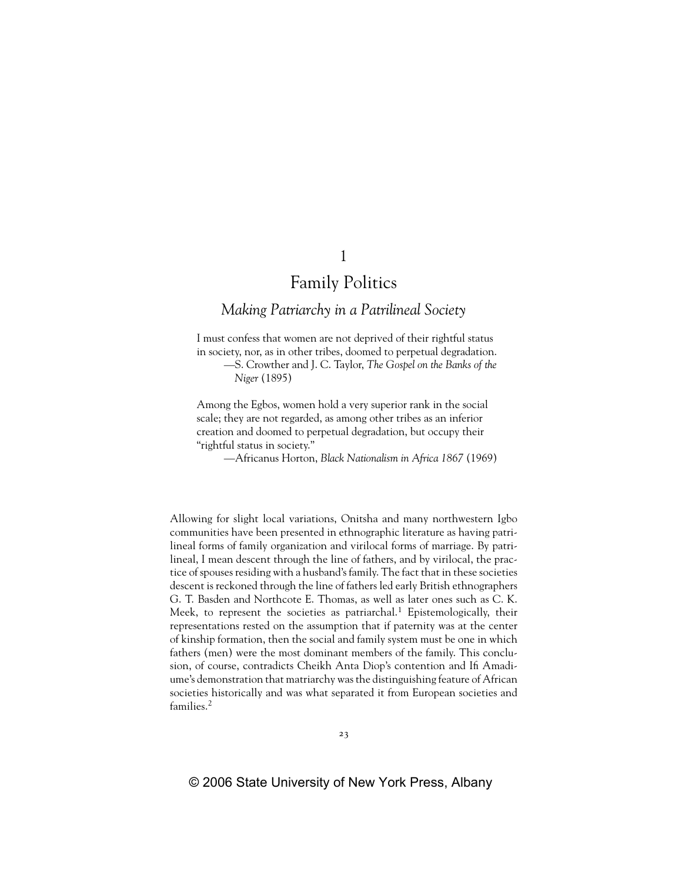# 1

# Family Politics

## *Making Patriarchy in a Patrilineal Society*

> I must confess that women are not deprived of their rightful status in society, nor, as in other tribes, doomed to perpetual degradation.
>
> —S. Crowther and J. C. Taylor, *The Gospel on the Banks of the Niger* (1895)

> Among the Egbos, women hold a very superior rank in the social scale; they are not regarded, as among other tribes as an inferior creation and doomed to perpetual degradation, but occupy their "rightful status in society."
>
> —Africanus Horton, *Black Nationalism in Africa 1867* (1969)

Allowing for slight local variations, Onitsha and many northwestern Igbo communities have been presented in ethnographic literature as having patrilineal forms of family organization and virilocal forms of marriage. By patrilineal, I mean descent through the line of fathers, and by virilocal, the practice of spouses residing with a husband's family. The fact that in these societies descent is reckoned through the line of fathers led early British ethnographers G. T. Basden and Northcote E. Thomas, as well as later ones such as C. K. Meek, to represent the societies as patriarchal.[1] Epistemologically, their representations rested on the assumption that if paternity was at the center of kinship formation, then the social and family system must be one in which fathers (men) were the most dominant members of the family. This conclusion, of course, contradicts Cheikh Anta Diop's contention and Ifi Amadiume's demonstration that matriarchy was the distinguishing feature of African societies historically and was what separated it from European societies and families.[2]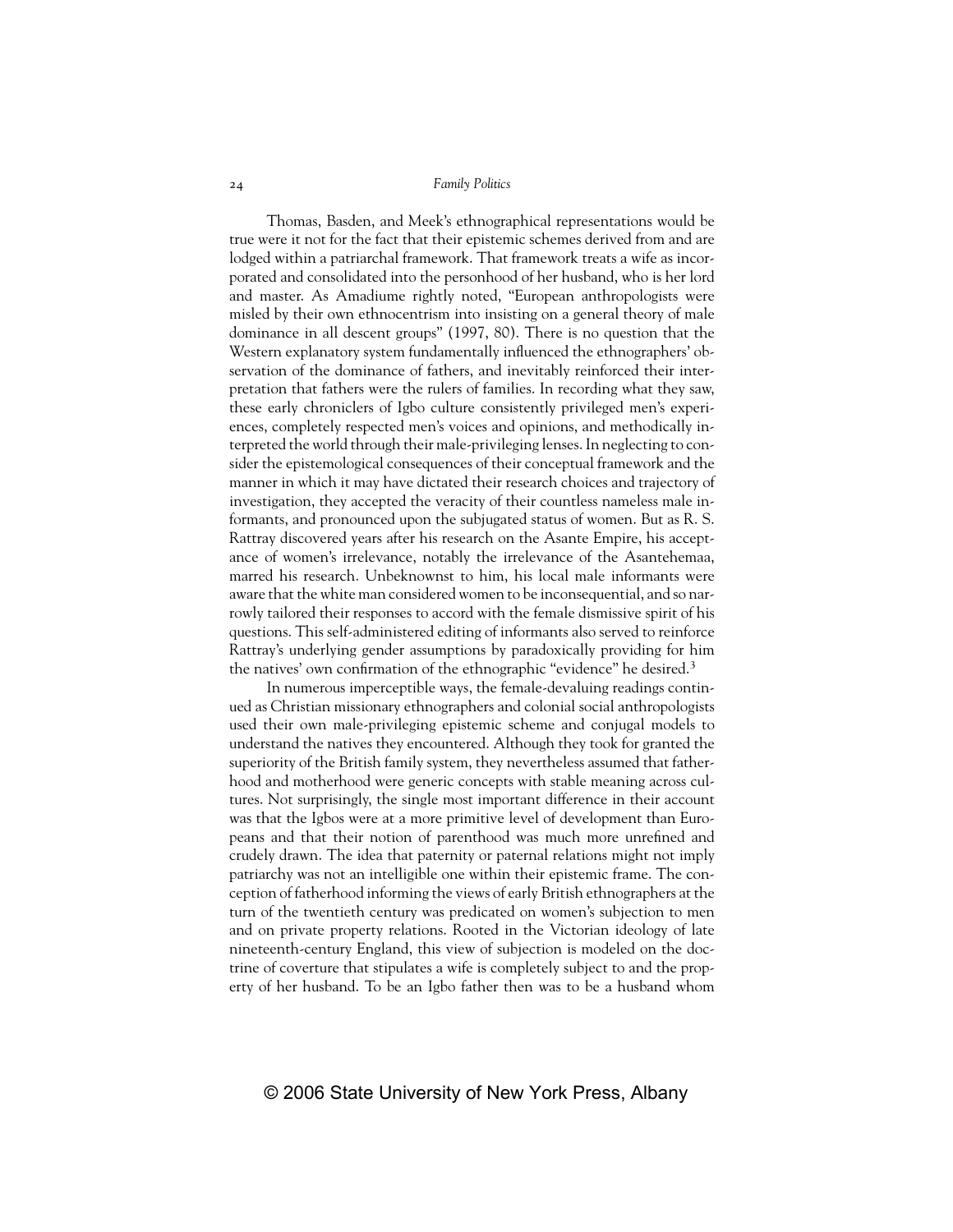Thomas, Basden, and Meek's ethnographical representations would be true were it not for the fact that their epistemic schemes derived from and are lodged within a patriarchal framework. That framework treats a wife as incorporated and consolidated into the personhood of her husband, who is her lord and master. As Amadiume rightly noted, "European anthropologists were misled by their own ethnocentrism into insisting on a general theory of male dominance in all descent groups" (1997, 80). There is no question that the Western explanatory system fundamentally influenced the ethnographers' observation of the dominance of fathers, and inevitably reinforced their interpretation that fathers were the rulers of families. In recording what they saw, these early chroniclers of Igbo culture consistently privileged men's experiences, completely respected men's voices and opinions, and methodically interpreted the world through their male-privileging lenses. In neglecting to consider the epistemological consequences of their conceptual framework and the manner in which it may have dictated their research choices and trajectory of investigation, they accepted the veracity of their countless nameless male informants, and pronounced upon the subjugated status of women. But as R. S. Rattray discovered years after his research on the Asante Empire, his acceptance of women's irrelevance, notably the irrelevance of the Asantehemaa, marred his research. Unbeknownst to him, his local male informants were aware that the white man considered women to be inconsequential, and so narrowly tailored their responses to accord with the female dismissive spirit of his questions. This self-administered editing of informants also served to reinforce Rattray's underlying gender assumptions by paradoxically providing for him the natives' own confirmation of the ethnographic "evidence" he desired.[3]

In numerous imperceptible ways, the female-devaluing readings continued as Christian missionary ethnographers and colonial social anthropologists used their own male-privileging epistemic scheme and conjugal models to understand the natives they encountered. Although they took for granted the superiority of the British family system, they nevertheless assumed that fatherhood and motherhood were generic concepts with stable meaning across cultures. Not surprisingly, the single most important difference in their account was that the Igbos were at a more primitive level of development than Europeans and that their notion of parenthood was much more unrefined and crudely drawn. The idea that paternity or paternal relations might not imply patriarchy was not an intelligible one within their epistemic frame. The conception of fatherhood informing the views of early British ethnographers at the turn of the twentieth century was predicated on women's subjection to men and on private property relations. Rooted in the Victorian ideology of late nineteenth-century England, this view of subjection is modeled on the doctrine of coverture that stipulates a wife is completely subject to and the property of her husband. To be an Igbo father then was to be a husband whom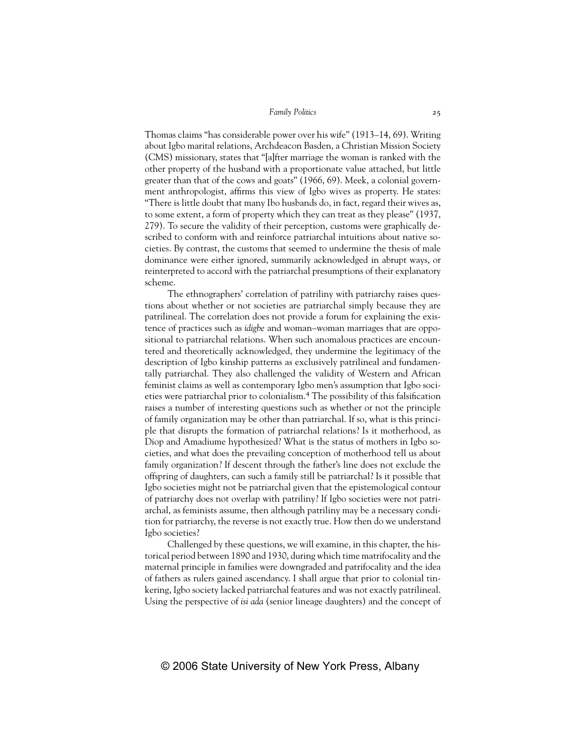Thomas claims "has considerable power over his wife" (1913–14, 69). Writing about Igbo marital relations, Archdeacon Basden, a Christian Mission Society (CMS) missionary, states that "[a]fter marriage the woman is ranked with the other property of the husband with a proportionate value attached, but little greater than that of the cows and goats" (1966, 69). Meek, a colonial government anthropologist, affirms this view of Igbo wives as property. He states: "There is little doubt that many Ibo husbands do, in fact, regard their wives as, to some extent, a form of property which they can treat as they please" (1937, 279). To secure the validity of their perception, customs were graphically described to conform with and reinforce patriarchal intuitions about native societies. By contrast, the customs that seemed to undermine the thesis of male dominance were either ignored, summarily acknowledged in abrupt ways, or reinterpreted to accord with the patriarchal presumptions of their explanatory scheme.

The ethnographers' correlation of patriliny with patriarchy raises questions about whether or not societies are patriarchal simply because they are patrilineal. The correlation does not provide a forum for explaining the existence of practices such as *idigbe* and woman–woman marriages that are oppositional to patriarchal relations. When such anomalous practices are encountered and theoretically acknowledged, they undermine the legitimacy of the description of Igbo kinship patterns as exclusively patrilineal and fundamentally patriarchal. They also challenged the validity of Western and African feminist claims as well as contemporary Igbo men's assumption that Igbo societies were patriarchal prior to colonialism.[4] The possibility of this falsification raises a number of interesting questions such as whether or not the principle of family organization may be other than patriarchal. If so, what is this principle that disrupts the formation of patriarchal relations? Is it motherhood, as Diop and Amadiume hypothesized? What is the status of mothers in Igbo societies, and what does the prevailing conception of motherhood tell us about family organization? If descent through the father's line does not exclude the offspring of daughters, can such a family still be patriarchal? Is it possible that Igbo societies might not be patriarchal given that the epistemological contour of patriarchy does not overlap with patriliny? If Igbo societies were not patriarchal, as feminists assume, then although patriliny may be a necessary condition for patriarchy, the reverse is not exactly true. How then do we understand Igbo societies?

Challenged by these questions, we will examine, in this chapter, the historical period between 1890 and 1930, during which time matrifocality and the maternal principle in families were downgraded and patrifocality and the idea of fathers as rulers gained ascendancy. I shall argue that prior to colonial tinkering, Igbo society lacked patriarchal features and was not exactly patrilineal. Using the perspective of *isi ada* (senior lineage daughters) and the concept of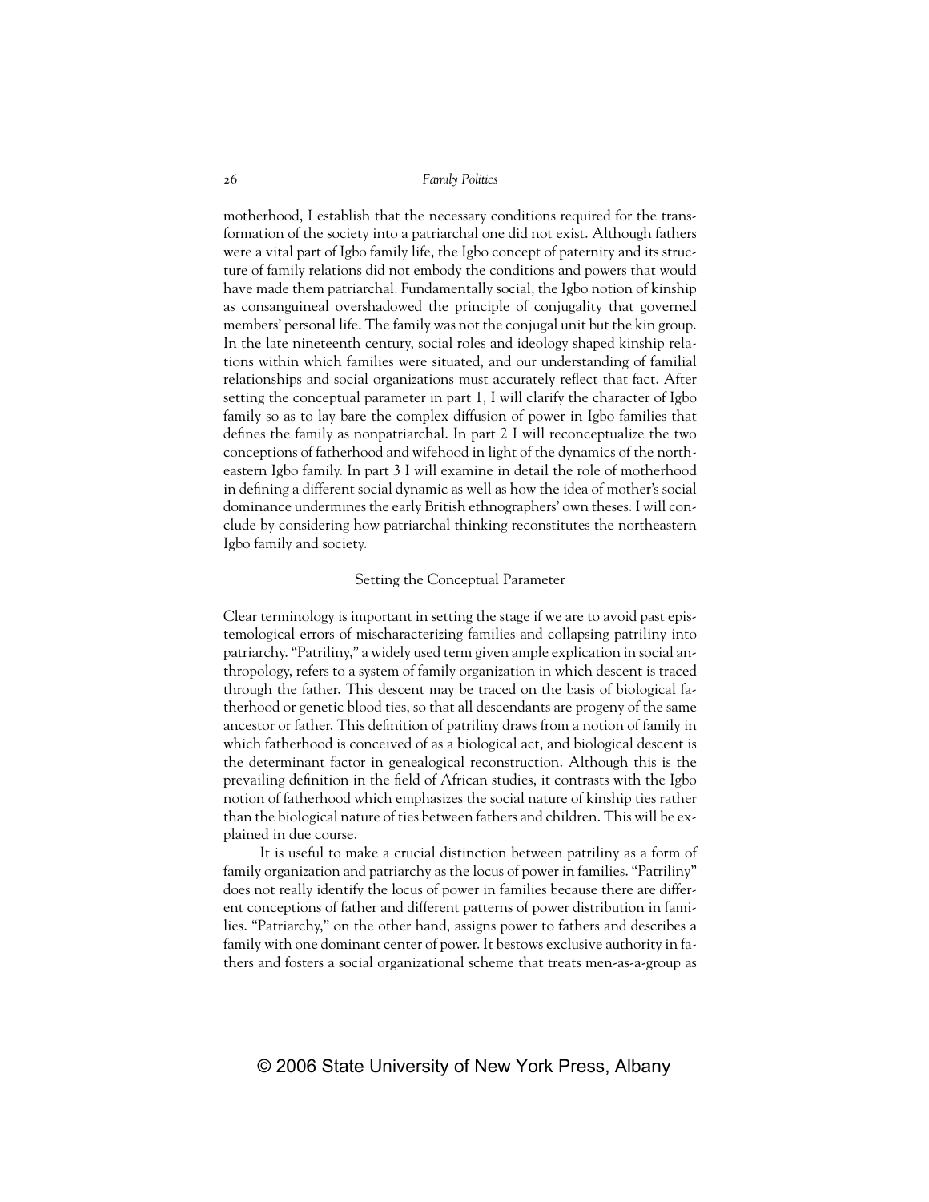motherhood, I establish that the necessary conditions required for the transformation of the society into a patriarchal one did not exist. Although fathers were a vital part of Igbo family life, the Igbo concept of paternity and its structure of family relations did not embody the conditions and powers that would have made them patriarchal. Fundamentally social, the Igbo notion of kinship as consanguineal overshadowed the principle of conjugality that governed members' personal life. The family was not the conjugal unit but the kin group. In the late nineteenth century, social roles and ideology shaped kinship relations within which families were situated, and our understanding of familial relationships and social organizations must accurately reflect that fact. After setting the conceptual parameter in part 1, I will clarify the character of Igbo family so as to lay bare the complex diffusion of power in Igbo families that defines the family as nonpatriarchal. In part 2 I will reconceptualize the two conceptions of fatherhood and wifehood in light of the dynamics of the northeastern Igbo family. In part 3 I will examine in detail the role of motherhood in defining a different social dynamic as well as how the idea of mother's social dominance undermines the early British ethnographers' own theses. I will conclude by considering how patriarchal thinking reconstitutes the northeastern Igbo family and society.

## Setting the Conceptual Parameter

Clear terminology is important in setting the stage if we are to avoid past epistemological errors of mischaracterizing families and collapsing patriliny into patriarchy. "Patriliny," a widely used term given ample explication in social anthropology, refers to a system of family organization in which descent is traced through the father. This descent may be traced on the basis of biological fatherhood or genetic blood ties, so that all descendants are progeny of the same ancestor or father. This definition of patriliny draws from a notion of family in which fatherhood is conceived of as a biological act, and biological descent is the determinant factor in genealogical reconstruction. Although this is the prevailing definition in the field of African studies, it contrasts with the Igbo notion of fatherhood which emphasizes the social nature of kinship ties rather than the biological nature of ties between fathers and children. This will be explained in due course.

It is useful to make a crucial distinction between patriliny as a form of family organization and patriarchy as the locus of power in families. "Patriliny" does not really identify the locus of power in families because there are different conceptions of father and different patterns of power distribution in families. "Patriarchy," on the other hand, assigns power to fathers and describes a family with one dominant center of power. It bestows exclusive authority in fathers and fosters a social organizational scheme that treats men-as-a-group as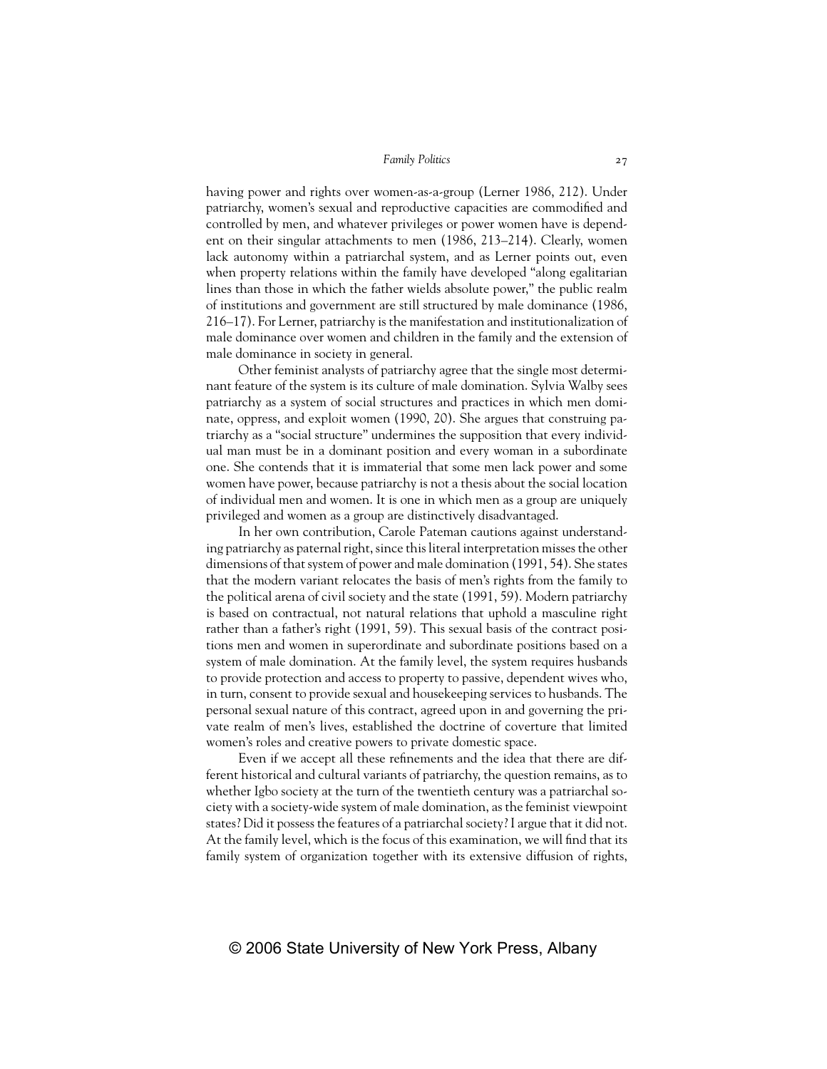having power and rights over women-as-a-group (Lerner 1986, 212). Under patriarchy, women's sexual and reproductive capacities are commodified and controlled by men, and whatever privileges or power women have is dependent on their singular attachments to men (1986, 213–214). Clearly, women lack autonomy within a patriarchal system, and as Lerner points out, even when property relations within the family have developed "along egalitarian lines than those in which the father wields absolute power," the public realm of institutions and government are still structured by male dominance (1986, 216–17). For Lerner, patriarchy is the manifestation and institutionalization of male dominance over women and children in the family and the extension of male dominance in society in general.

Other feminist analysts of patriarchy agree that the single most determinant feature of the system is its culture of male domination. Sylvia Walby sees patriarchy as a system of social structures and practices in which men dominate, oppress, and exploit women (1990, 20). She argues that construing patriarchy as a "social structure" undermines the supposition that every individual man must be in a dominant position and every woman in a subordinate one. She contends that it is immaterial that some men lack power and some women have power, because patriarchy is not a thesis about the social location of individual men and women. It is one in which men as a group are uniquely privileged and women as a group are distinctively disadvantaged.

In her own contribution, Carole Pateman cautions against understanding patriarchy as paternal right, since this literal interpretation misses the other dimensions of that system of power and male domination (1991, 54). She states that the modern variant relocates the basis of men's rights from the family to the political arena of civil society and the state (1991, 59). Modern patriarchy is based on contractual, not natural relations that uphold a masculine right rather than a father's right (1991, 59). This sexual basis of the contract positions men and women in superordinate and subordinate positions based on a system of male domination. At the family level, the system requires husbands to provide protection and access to property to passive, dependent wives who, in turn, consent to provide sexual and housekeeping services to husbands. The personal sexual nature of this contract, agreed upon in and governing the private realm of men's lives, established the doctrine of coverture that limited women's roles and creative powers to private domestic space.

Even if we accept all these refinements and the idea that there are different historical and cultural variants of patriarchy, the question remains, as to whether Igbo society at the turn of the twentieth century was a patriarchal society with a society-wide system of male domination, as the feminist viewpoint states? Did it possess the features of a patriarchal society? I argue that it did not. At the family level, which is the focus of this examination, we will find that its family system of organization together with its extensive diffusion of rights,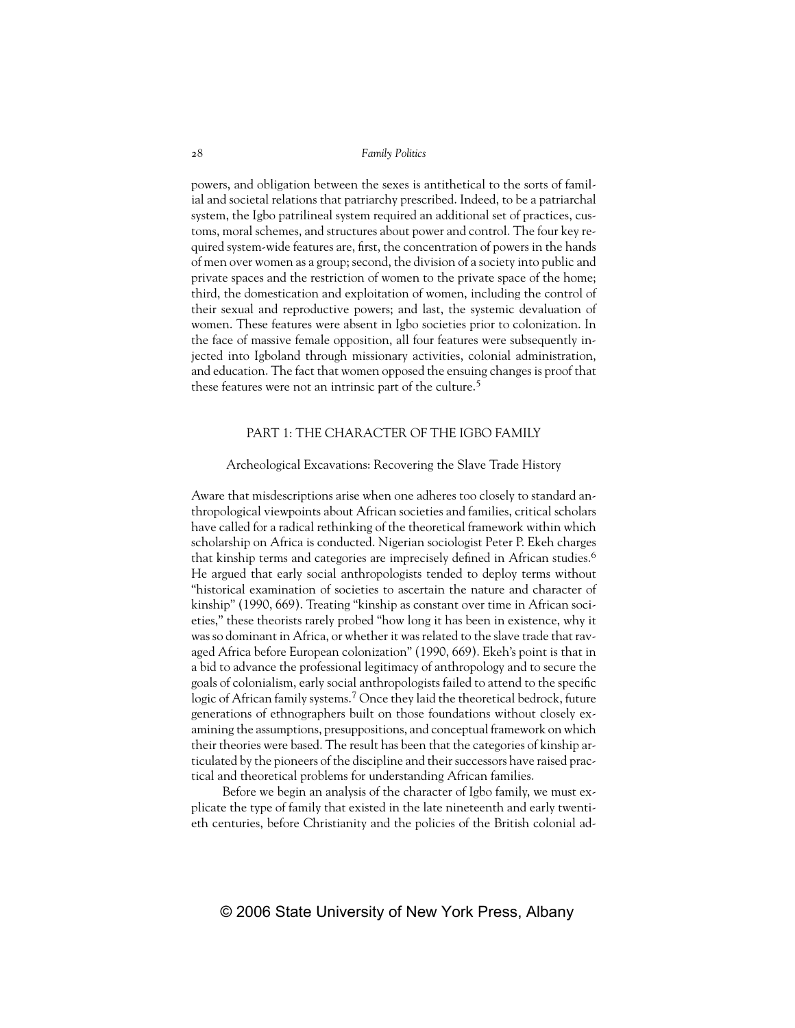powers, and obligation between the sexes is antithetical to the sorts of familial and societal relations that patriarchy prescribed. Indeed, to be a patriarchal system, the Igbo patrilineal system required an additional set of practices, customs, moral schemes, and structures about power and control. The four key required system-wide features are, first, the concentration of powers in the hands of men over women as a group; second, the division of a society into public and private spaces and the restriction of women to the private space of the home; third, the domestication and exploitation of women, including the control of their sexual and reproductive powers; and last, the systemic devaluation of women. These features were absent in Igbo societies prior to colonization. In the face of massive female opposition, all four features were subsequently injected into Igboland through missionary activities, colonial administration, and education. The fact that women opposed the ensuing changes is proof that these features were not an intrinsic part of the culture.[5]

## PART 1: THE CHARACTER OF THE IGBO FAMILY

### Archeological Excavations: Recovering the Slave Trade History

Aware that misdescriptions arise when one adheres too closely to standard anthropological viewpoints about African societies and families, critical scholars have called for a radical rethinking of the theoretical framework within which scholarship on Africa is conducted. Nigerian sociologist Peter P. Ekeh charges that kinship terms and categories are imprecisely defined in African studies.[6] He argued that early social anthropologists tended to deploy terms without "historical examination of societies to ascertain the nature and character of kinship" (1990, 669). Treating "kinship as constant over time in African societies," these theorists rarely probed "how long it has been in existence, why it was so dominant in Africa, or whether it was related to the slave trade that ravaged Africa before European colonization" (1990, 669). Ekeh's point is that in a bid to advance the professional legitimacy of anthropology and to secure the goals of colonialism, early social anthropologists failed to attend to the specific logic of African family systems.[7] Once they laid the theoretical bedrock, future generations of ethnographers built on those foundations without closely examining the assumptions, presuppositions, and conceptual framework on which their theories were based. The result has been that the categories of kinship articulated by the pioneers of the discipline and their successors have raised practical and theoretical problems for understanding African families.

Before we begin an analysis of the character of Igbo family, we must explicate the type of family that existed in the late nineteenth and early twentieth centuries, before Christianity and the policies of the British colonial ad-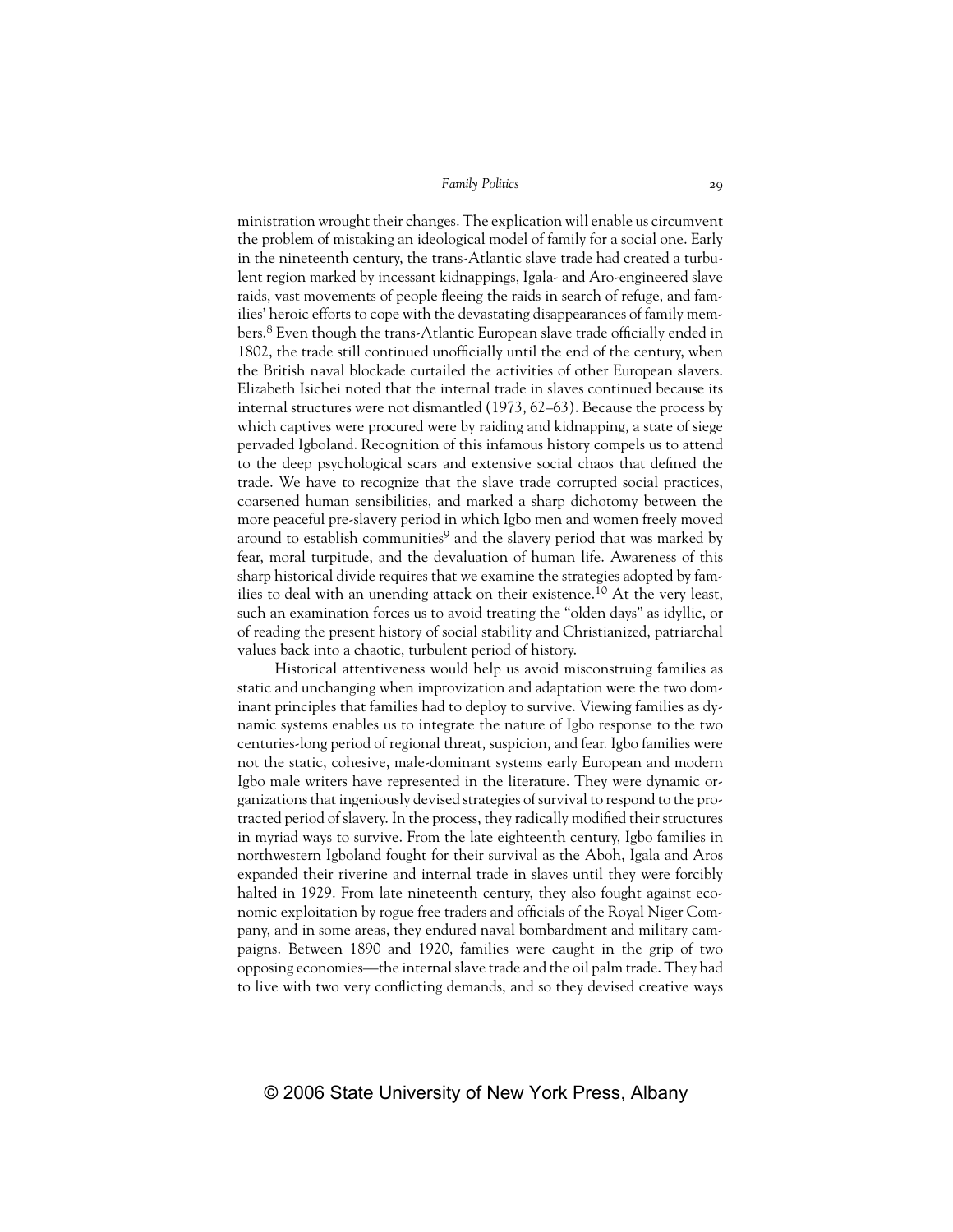ministration wrought their changes. The explication will enable us circumvent the problem of mistaking an ideological model of family for a social one. Early in the nineteenth century, the trans-Atlantic slave trade had created a turbulent region marked by incessant kidnappings, Igala- and Aro-engineered slave raids, vast movements of people fleeing the raids in search of refuge, and families' heroic efforts to cope with the devastating disappearances of family members.[8] Even though the trans-Atlantic European slave trade officially ended in 1802, the trade still continued unofficially until the end of the century, when the British naval blockade curtailed the activities of other European slavers. Elizabeth Isichei noted that the internal trade in slaves continued because its internal structures were not dismantled (1973, 62–63). Because the process by which captives were procured were by raiding and kidnapping, a state of siege pervaded Igboland. Recognition of this infamous history compels us to attend to the deep psychological scars and extensive social chaos that defined the trade. We have to recognize that the slave trade corrupted social practices, coarsened human sensibilities, and marked a sharp dichotomy between the more peaceful pre-slavery period in which Igbo men and women freely moved around to establish communities[9] and the slavery period that was marked by fear, moral turpitude, and the devaluation of human life. Awareness of this sharp historical divide requires that we examine the strategies adopted by families to deal with an unending attack on their existence.[10] At the very least, such an examination forces us to avoid treating the "olden days" as idyllic, or of reading the present history of social stability and Christianized, patriarchal values back into a chaotic, turbulent period of history.

Historical attentiveness would help us avoid misconstruing families as static and unchanging when improvization and adaptation were the two dominant principles that families had to deploy to survive. Viewing families as dynamic systems enables us to integrate the nature of Igbo response to the two centuries-long period of regional threat, suspicion, and fear. Igbo families were not the static, cohesive, male-dominant systems early European and modern Igbo male writers have represented in the literature. They were dynamic organizations that ingeniously devised strategies of survival to respond to the protracted period of slavery. In the process, they radically modified their structures in myriad ways to survive. From the late eighteenth century, Igbo families in northwestern Igboland fought for their survival as the Aboh, Igala and Aros expanded their riverine and internal trade in slaves until they were forcibly halted in 1929. From late nineteenth century, they also fought against economic exploitation by rogue free traders and officials of the Royal Niger Company, and in some areas, they endured naval bombardment and military campaigns. Between 1890 and 1920, families were caught in the grip of two opposing economies—the internal slave trade and the oil palm trade. They had to live with two very conflicting demands, and so they devised creative ways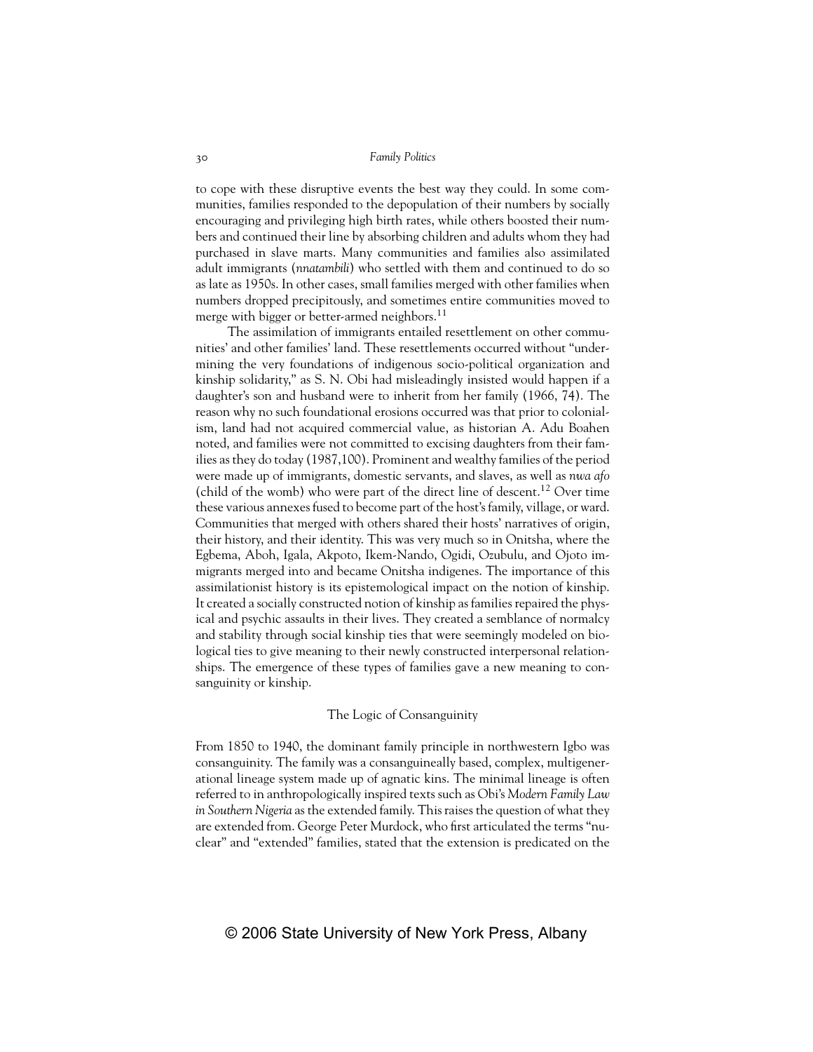to cope with these disruptive events the best way they could. In some communities, families responded to the depopulation of their numbers by socially encouraging and privileging high birth rates, while others boosted their numbers and continued their line by absorbing children and adults whom they had purchased in slave marts. Many communities and families also assimilated adult immigrants (*nnatambili*) who settled with them and continued to do so as late as 1950s. In other cases, small families merged with other families when numbers dropped precipitously, and sometimes entire communities moved to merge with bigger or better-armed neighbors.[11]

The assimilation of immigrants entailed resettlement on other communities' and other families' land. These resettlements occurred without "undermining the very foundations of indigenous socio-political organization and kinship solidarity," as S. N. Obi had misleadingly insisted would happen if a daughter's son and husband were to inherit from her family (1966, 74). The reason why no such foundational erosions occurred was that prior to colonialism, land had not acquired commercial value, as historian A. Adu Boahen noted, and families were not committed to excising daughters from their families as they do today (1987,100). Prominent and wealthy families of the period were made up of immigrants, domestic servants, and slaves, as well as *nwa afo* (child of the womb) who were part of the direct line of descent.[12] Over time these various annexes fused to become part of the host's family, village, or ward. Communities that merged with others shared their hosts' narratives of origin, their history, and their identity. This was very much so in Onitsha, where the Egbema, Aboh, Igala, Akpoto, Ikem-Nando, Ogidi, Ozubulu, and Ojoto immigrants merged into and became Onitsha indigenes. The importance of this assimilationist history is its epistemological impact on the notion of kinship. It created a socially constructed notion of kinship as families repaired the physical and psychic assaults in their lives. They created a semblance of normalcy and stability through social kinship ties that were seemingly modeled on biological ties to give meaning to their newly constructed interpersonal relationships. The emergence of these types of families gave a new meaning to consanguinity or kinship.

## The Logic of Consanguinity

From 1850 to 1940, the dominant family principle in northwestern Igbo was consanguinity. The family was a consanguineally based, complex, multigenerational lineage system made up of agnatic kins. The minimal lineage is often referred to in anthropologically inspired texts such as Obi's *Modern Family Law in Southern Nigeria* as the extended family. This raises the question of what they are extended from. George Peter Murdock, who first articulated the terms "nuclear" and "extended" families, stated that the extension is predicated on the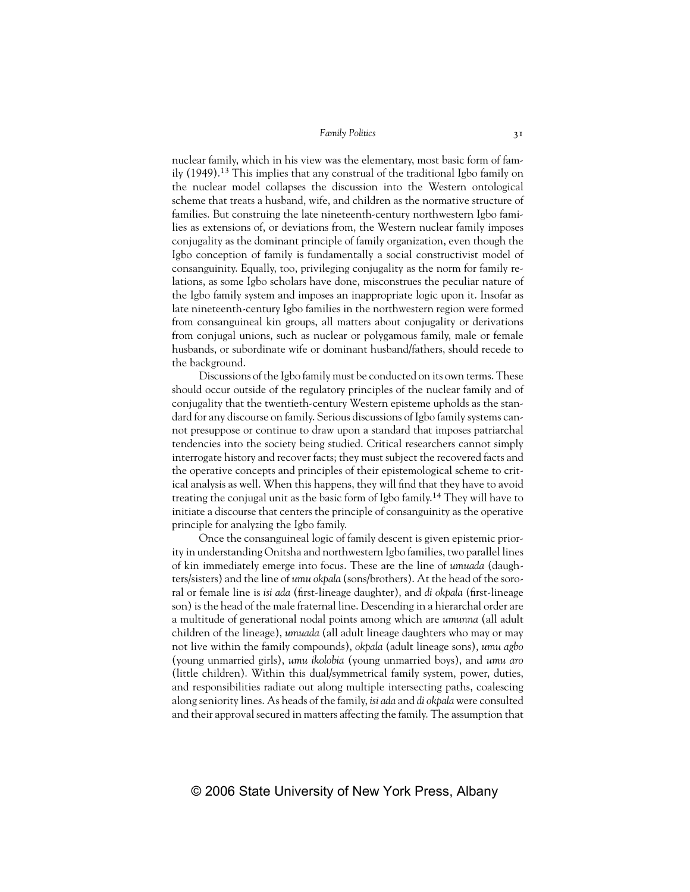nuclear family, which in his view was the elementary, most basic form of family (1949).[13] This implies that any construal of the traditional Igbo family on the nuclear model collapses the discussion into the Western ontological scheme that treats a husband, wife, and children as the normative structure of families. But construing the late nineteenth-century northwestern Igbo families as extensions of, or deviations from, the Western nuclear family imposes conjugality as the dominant principle of family organization, even though the Igbo conception of family is fundamentally a social constructivist model of consanguinity. Equally, too, privileging conjugality as the norm for family relations, as some Igbo scholars have done, misconstrues the peculiar nature of the Igbo family system and imposes an inappropriate logic upon it. Insofar as late nineteenth-century Igbo families in the northwestern region were formed from consanguineous kin groups, all matters about conjugality or derivations from conjugal unions, such as nuclear or polygamous family, male or female husbands, or subordinate wife or dominant husband/fathers, should recede to the background.

Discussions of the Igbo family must be conducted on its own terms. These should occur outside of the regulatory principles of the nuclear family and of conjugality that the twentieth-century Western episteme upholds as the standard for any discourse on family. Serious discussions of Igbo family systems cannot presuppose or continue to draw upon a standard that imposes patriarchal tendencies into the society being studied. Critical researchers cannot simply interrogate history and recover facts; they must subject the recovered facts and the operative concepts and principles of their epistemological scheme to critical analysis as well. When this happens, they will find that they have to avoid treating the conjugal unit as the basic form of Igbo family.[14] They will have to initiate a discourse that centers the principle of consanguinity as the operative principle for analyzing the Igbo family.

Once the consanguineal logic of family descent is given epistemic priority in understanding Onitsha and northwestern Igbo families, two parallel lines of kin immediately emerge into focus. These are the line of *umuada* (daughters/sisters) and the line of *umu okpala* (sons/brothers). At the head of the sororal or female line is *isi ada* (first-lineage daughter), and *di okpala* (first-lineage son) is the head of the male fraternal line. Descending in a hierarchal order are a multitude of generational nodal points among which are *umunna* (all adult children of the lineage), *umuada* (all adult lineage daughters who may or may not live within the family compounds), *okpala* (adult lineage sons), *umu agbo* (young unmarried girls), *umu ikolobia* (young unmarried boys), and *umu aro* (little children). Within this dual/symmetrical family system, power, duties, and responsibilities radiate out along multiple intersecting paths, coalescing along seniority lines. As heads of the family, *isi ada* and *di okpala* were consulted and their approval secured in matters affecting the family. The assumption that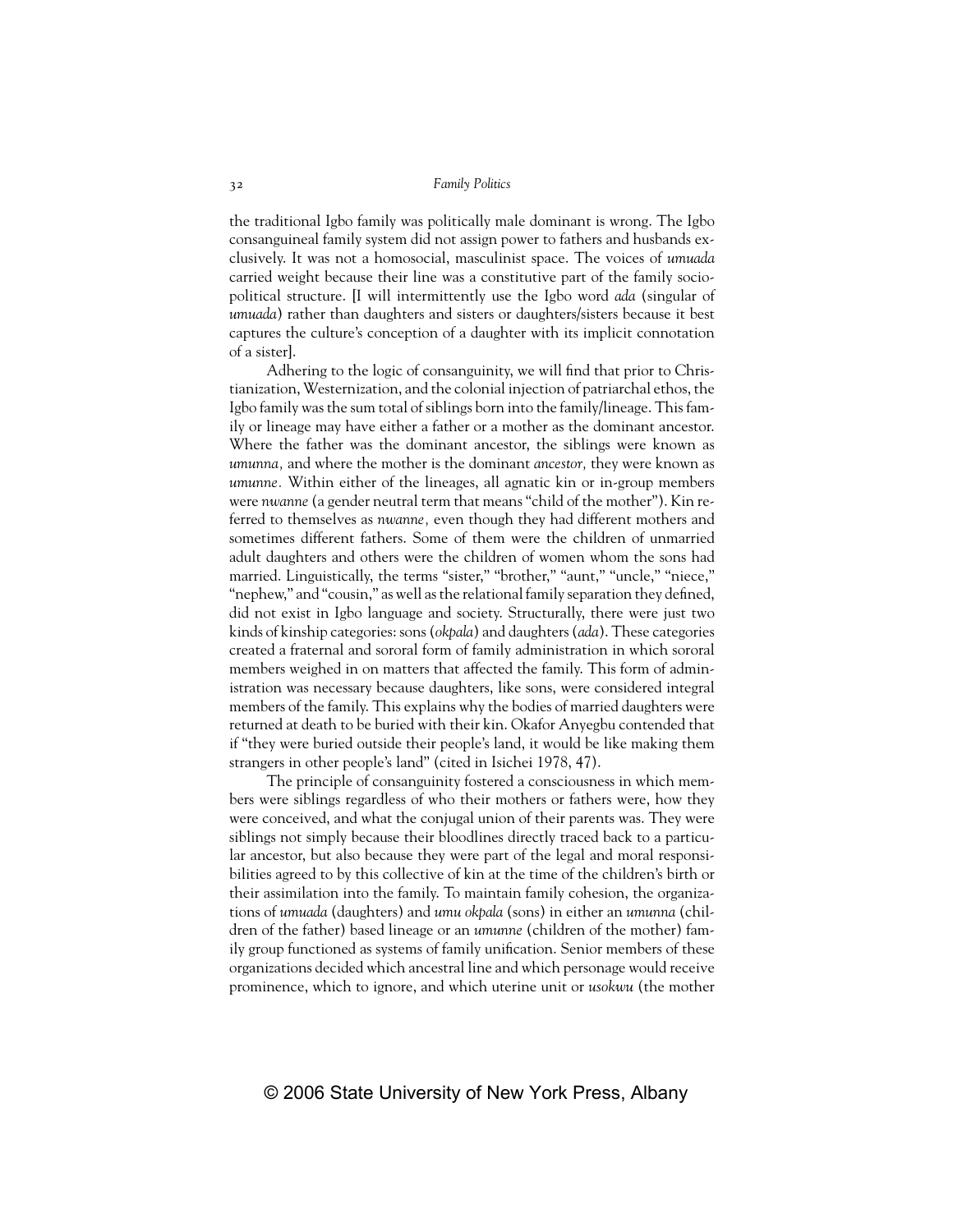the traditional Igbo family was politically male dominant is wrong. The Igbo consanguineal family system did not assign power to fathers and husbands exclusively. It was not a homosocial, masculinist space. The voices of *umuada* carried weight because their line was a constitutive part of the family sociopolitical structure. [I will intermittently use the Igbo word *ada* (singular of *umuada*) rather than daughters and sisters or daughters/sisters because it best captures the culture's conception of a daughter with its implicit connotation of a sister].

Adhering to the logic of consanguinity, we will find that prior to Christianization, Westernization, and the colonial injection of patriarchal ethos, the Igbo family was the sum total of siblings born into the family/lineage. This family or lineage may have either a father or a mother as the dominant ancestor. Where the father was the dominant ancestor, the siblings were known as *umunna,* and where the mother is the dominant *ancestor,* they were known as *umunne.* Within either of the lineages, all agnatic kin or in-group members were *nwanne* (a gender neutral term that means "child of the mother"). Kin referred to themselves as *nwanne,* even though they had different mothers and sometimes different fathers. Some of them were the children of unmarried adult daughters and others were the children of women whom the sons had married. Linguistically, the terms "sister," "brother," "aunt," "uncle," "niece," "nephew," and "cousin," as well as the relational family separation they defined, did not exist in Igbo language and society. Structurally, there were just two kinds of kinship categories: sons (*okpala*) and daughters (*ada*). These categories created a fraternal and sororal form of family administration in which sororal members weighed in on matters that affected the family. This form of administration was necessary because daughters, like sons, were considered integral members of the family. This explains why the bodies of married daughters were returned at death to be buried with their kin. Okafor Anyegbu contended that if "they were buried outside their people's land, it would be like making them strangers in other people's land" (cited in Isichei 1978, 47).

The principle of consanguinity fostered a consciousness in which members were siblings regardless of who their mothers or fathers were, how they were conceived, and what the conjugal union of their parents was. They were siblings not simply because their bloodlines directly traced back to a particular ancestor, but also because they were part of the legal and moral responsibilities agreed to by this collective of kin at the time of the children's birth or their assimilation into the family. To maintain family cohesion, the organizations of *umuada* (daughters) and *umu okpala* (sons) in either an *umunna* (children of the father) based lineage or an *umunne* (children of the mother) family group functioned as systems of family unification. Senior members of these organizations decided which ancestral line and which personage would receive prominence, which to ignore, and which uterine unit or *usokwu* (the mother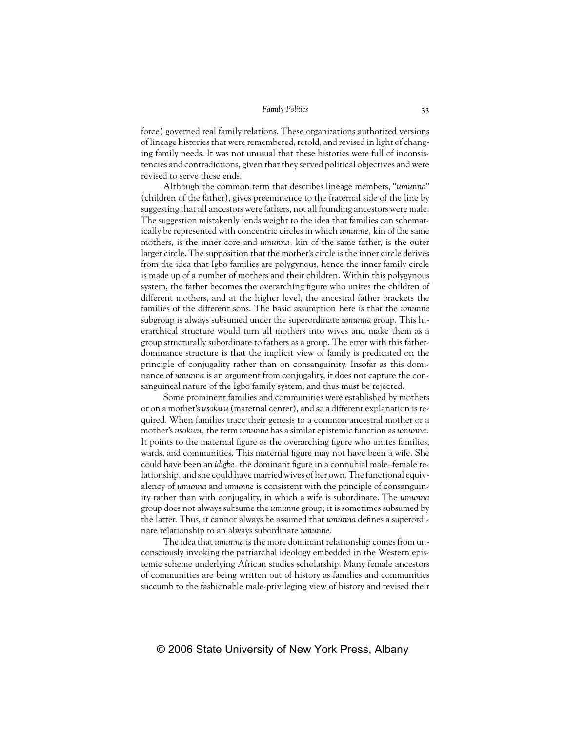force) governed real family relations. These organizations authorized versions of lineage histories that were remembered, retold, and revised in light of changing family needs. It was not unusual that these histories were full of inconsistencies and contradictions, given that they served political objectives and were revised to serve these ends.

Although the common term that describes lineage members, "*umunna*" (children of the father), gives preeminence to the fraternal side of the line by suggesting that all ancestors were fathers, not all founding ancestors were male. The suggestion mistakenly lends weight to the idea that families can schematically be represented with concentric circles in which *umunne,* kin of the same mothers, is the inner core and *umunna,* kin of the same father, is the outer larger circle. The supposition that the mother's circle is the inner circle derives from the idea that Igbo families are polygynous, hence the inner family circle is made up of a number of mothers and their children. Within this polygynous system, the father becomes the overarching figure who unites the children of different mothers, and at the higher level, the ancestral father brackets the families of the different sons. The basic assumption here is that the *umunne* subgroup is always subsumed under the superordinate *umunna* group. This hierarchical structure would turn all mothers into wives and make them as a group structurally subordinate to fathers as a group. The error with this father-dominance structure is that the implicit view of family is predicated on the principle of conjugality rather than on consanguinity. Insofar as this dominance of *umunna* is an argument from conjugality, it does not capture the consanguineal nature of the Igbo family system, and thus must be rejected.

Some prominent families and communities were established by mothers or on a mother's *usokwu* (maternal center), and so a different explanation is required. When families trace their genesis to a common ancestral mother or a mother's *usokwu,* the term *umunne* has a similar epistemic function as *umunna.* It points to the maternal figure as the overarching figure who unites families, wards, and communities. This maternal figure may not have been a wife. She could have been an *idigbe,* the dominant figure in a connubial male–female relationship, and she could have married wives of her own. The functional equivalency of *umunna* and *umunne* is consistent with the principle of consanguinity rather than with conjugality, in which a wife is subordinate. The *umunna* group does not always subsume the *umunne* group; it is sometimes subsumed by the latter. Thus, it cannot always be assumed that *umunna* defines a superordinate relationship to an always subordinate *umunne.*

The idea that *umunna* is the more dominant relationship comes from unconsciously invoking the patriarchal ideology embedded in the Western epistemic scheme underlying African studies scholarship. Many female ancestors of communities are being written out of history as families and communities succumb to the fashionable male-privileging view of history and revised their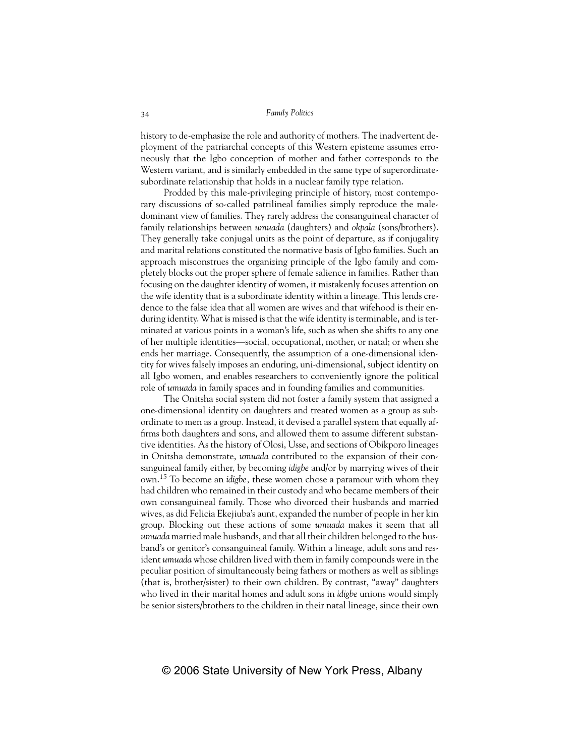history to de-emphasize the role and authority of mothers. The inadvertent deployment of the patriarchal concepts of this Western episteme assumes erroneously that the Igbo conception of mother and father corresponds to the Western variant, and is similarly embedded in the same type of superordinate-subordinate relationship that holds in a nuclear family type relation.

Prodded by this male-privileging principle of history, most contemporary discussions of so-called patrilineal families simply reproduce the male-dominant view of families. They rarely address the consanguineal character of family relationships between *umuada* (daughters) and *okpala* (sons/brothers). They generally take conjugal units as the point of departure, as if conjugality and marital relations constituted the normative basis of Igbo families. Such an approach misconstrues the organizing principle of the Igbo family and completely blocks out the proper sphere of female salience in families. Rather than focusing on the daughter identity of women, it mistakenly focuses attention on the wife identity that is a subordinate identity within a lineage. This lends credence to the false idea that all women are wives and that wifehood is their enduring identity. What is missed is that the wife identity is terminable, and is terminated at various points in a woman's life, such as when she shifts to any one of her multiple identities—social, occupational, mother, or natal; or when she ends her marriage. Consequently, the assumption of a one-dimensional identity for wives falsely imposes an enduring, uni-dimensional, subject identity on all Igbo women, and enables researchers to conveniently ignore the political role of *umuada* in family spaces and in founding families and communities.

The Onitsha social system did not foster a family system that assigned a one-dimensional identity on daughters and treated women as a group as subordinate to men as a group. Instead, it devised a parallel system that equally affirms both daughters and sons, and allowed them to assume different substantive identities. As the history of Olosi, Usse, and sections of Obikporo lineages in Onitsha demonstrate, *umuada* contributed to the expansion of their consanguineal family either, by becoming *idigbe* and/or by marrying wives of their own.[15] To become an *idigbe*, these women chose a paramour with whom they had children who remained in their custody and who became members of their own consanguineal family. Those who divorced their husbands and married wives, as did Felicia Ekejiuba's aunt, expanded the number of people in her kin group. Blocking out these actions of some *umuada* makes it seem that all *umuada* married male husbands, and that all their children belonged to the husband's or genitor's consanguineal family. Within a lineage, adult sons and resident *umuada* whose children lived with them in family compounds were in the peculiar position of simultaneously being fathers or mothers as well as siblings (that is, brother/sister) to their own children. By contrast, "away" daughters who lived in their marital homes and adult sons in *idigbe* unions would simply be senior sisters/brothers to the children in their natal lineage, since their own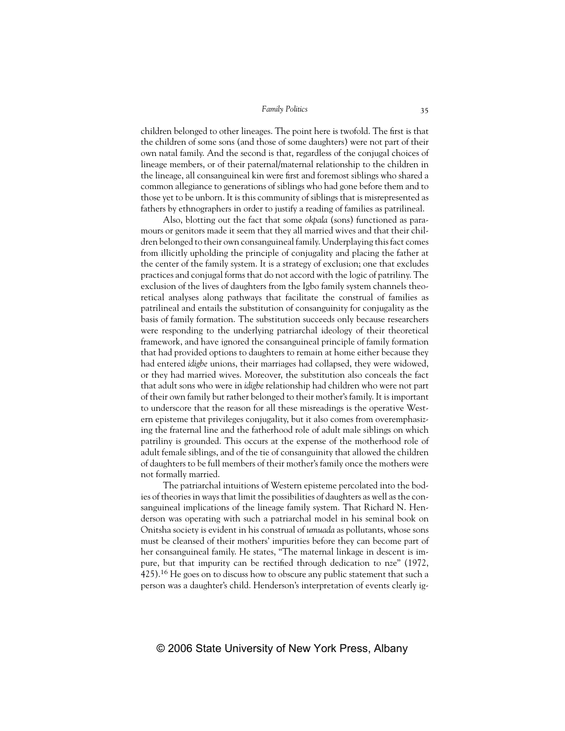children belonged to other lineages. The point here is twofold. The first is that the children of some sons (and those of some daughters) were not part of their own natal family. And the second is that, regardless of the conjugal choices of lineage members, or of their paternal/maternal relationship to the children in the lineage, all consanguineal kin were first and foremost siblings who shared a common allegiance to generations of siblings who had gone before them and to those yet to be unborn. It is this community of siblings that is misrepresented as fathers by ethnographers in order to justify a reading of families as patrilineal.

Also, blotting out the fact that some *okpala* (sons) functioned as paramours or genitors made it seem that they all married wives and that their children belonged to their own consanguineal family. Underplaying this fact comes from illicitly upholding the principle of conjugality and placing the father at the center of the family system. It is a strategy of exclusion; one that excludes practices and conjugal forms that do not accord with the logic of patriliny. The exclusion of the lives of daughters from the Igbo family system channels theoretical analyses along pathways that facilitate the construal of families as patrilineal and entails the substitution of consanguinity for conjugality as the basis of family formation. The substitution succeeds only because researchers were responding to the underlying patriarchal ideology of their theoretical framework, and have ignored the consanguineal principle of family formation that had provided options to daughters to remain at home either because they had entered *idigbe* unions, their marriages had collapsed, they were widowed, or they had married wives. Moreover, the substitution also conceals the fact that adult sons who were in *idigbe* relationship had children who were not part of their own family but rather belonged to their mother's family. It is important to underscore that the reason for all these misreadings is the operative Western episteme that privileges conjugality, but it also comes from overemphasizing the fraternal line and the fatherhood role of adult male siblings on which patriliny is grounded. This occurs at the expense of the motherhood role of adult female siblings, and of the tie of consanguinity that allowed the children of daughters to be full members of their mother's family once the mothers were not formally married.

The patriarchal intuitions of Western episteme percolated into the bodies of theories in ways that limit the possibilities of daughters as well as the consanguineal implications of the lineage family system. That Richard N. Henderson was operating with such a patriarchal model in his seminal book on Onitsha society is evident in his construal of *umuada* as pollutants, whose sons must be cleansed of their mothers' impurities before they can become part of her consanguineal family. He states, "The maternal linkage in descent is impure, but that impurity can be rectified through dedication to nze" (1972, 425).[16] He goes on to discuss how to obscure any public statement that such a person was a daughter's child. Henderson's interpretation of events clearly ig-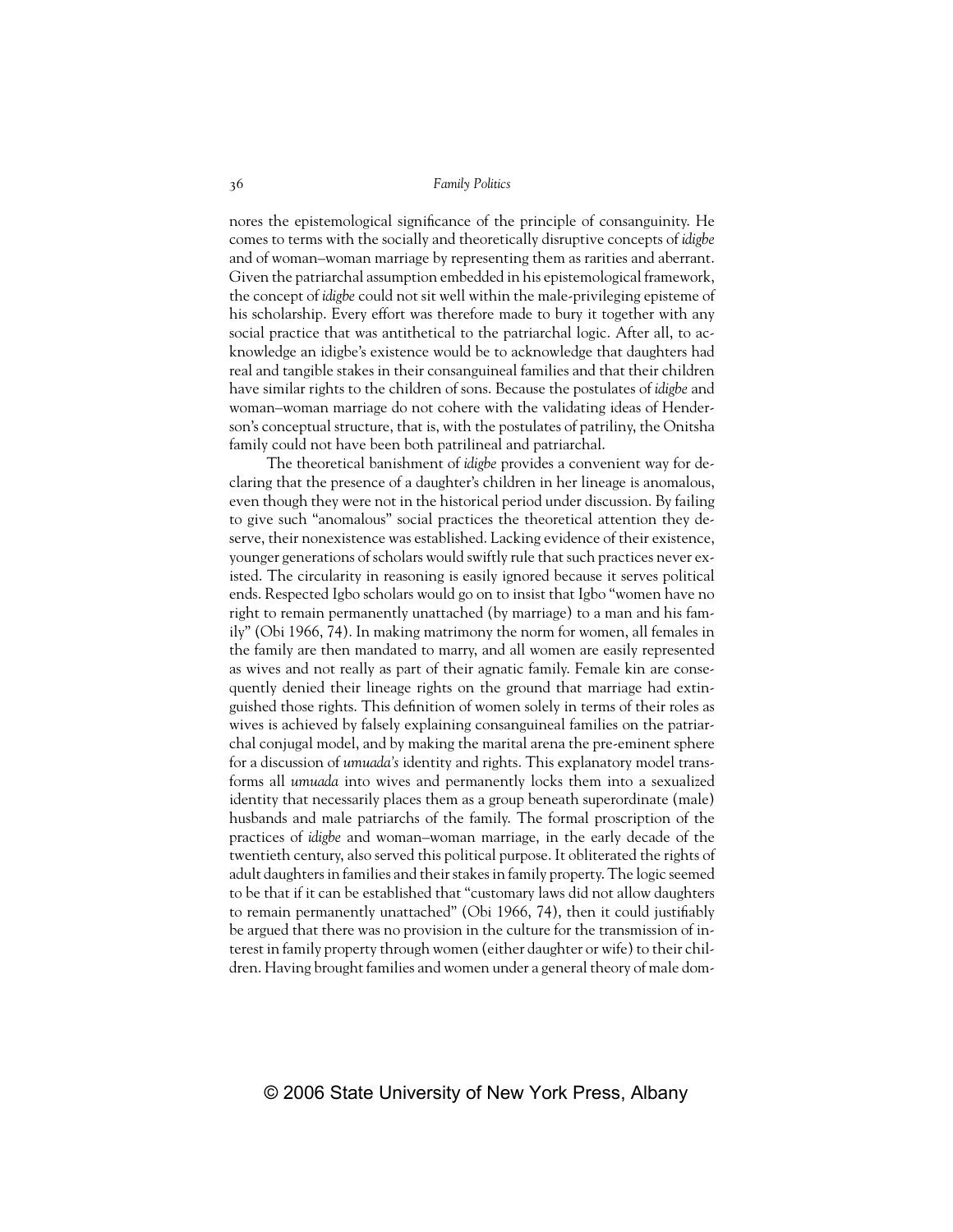nores the epistemological significance of the principle of consanguinity. He comes to terms with the socially and theoretically disruptive concepts of *idigbe* and of woman–woman marriage by representing them as rarities and aberrant. Given the patriarchal assumption embedded in his epistemological framework, the concept of *idigbe* could not sit well within the male-privileging episteme of his scholarship. Every effort was therefore made to bury it together with any social practice that was antithetical to the patriarchal logic. After all, to acknowledge an idigbe's existence would be to acknowledge that daughters had real and tangible stakes in their consanguineal families and that their children have similar rights to the children of sons. Because the postulates of *idigbe* and woman–woman marriage do not cohere with the validating ideas of Henderson's conceptual structure, that is, with the postulates of patriliny, the Onitsha family could not have been both patrilineal and patriarchal.

The theoretical banishment of *idigbe* provides a convenient way for declaring that the presence of a daughter's children in her lineage is anomalous, even though they were not in the historical period under discussion. By failing to give such "anomalous" social practices the theoretical attention they deserve, their nonexistence was established. Lacking evidence of their existence, younger generations of scholars would swiftly rule that such practices never existed. The circularity in reasoning is easily ignored because it serves political ends. Respected Igbo scholars would go on to insist that Igbo "women have no right to remain permanently unattached (by marriage) to a man and his family" (Obi 1966, 74). In making matrimony the norm for women, all females in the family are then mandated to marry, and all women are easily represented as wives and not really as part of their agnatic family. Female kin are consequently denied their lineage rights on the ground that marriage had extinguished those rights. This definition of women solely in terms of their roles as wives is achieved by falsely explaining consanguineal families on the patriarchal conjugal model, and by making the marital arena the pre-eminent sphere for a discussion of *umuada's* identity and rights. This explanatory model transforms all *umuada* into wives and permanently locks them into a sexualized identity that necessarily places them as a group beneath superordinate (male) husbands and male patriarchs of the family. The formal proscription of the practices of *idigbe* and woman–woman marriage, in the early decade of the twentieth century, also served this political purpose. It obliterated the rights of adult daughters in families and their stakes in family property. The logic seemed to be that if it can be established that "customary laws did not allow daughters to remain permanently unattached" (Obi 1966, 74), then it could justifiably be argued that there was no provision in the culture for the transmission of interest in family property through women (either daughter or wife) to their children. Having brought families and women under a general theory of male dom-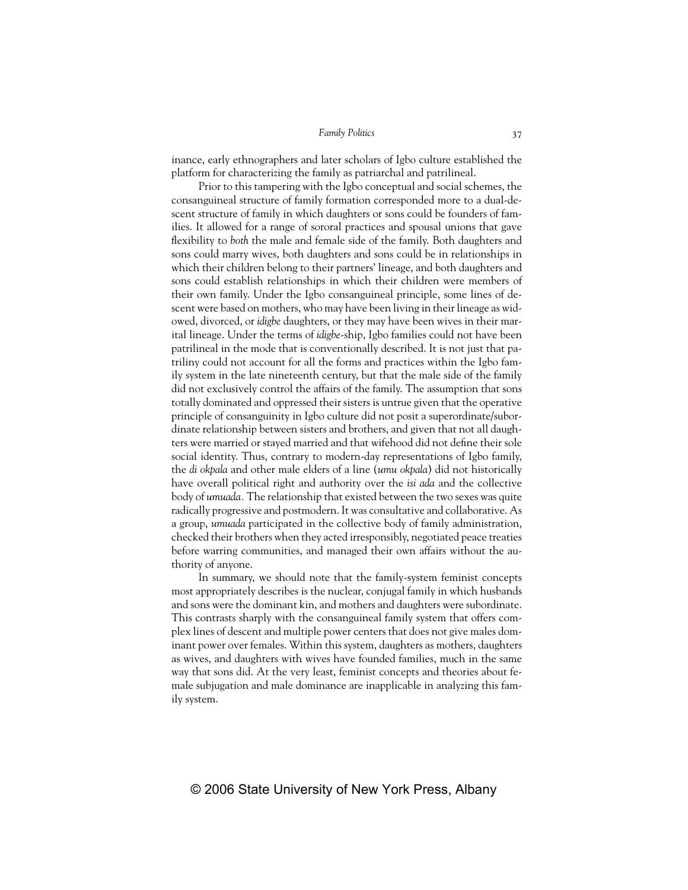inance, early ethnographers and later scholars of Igbo culture established the platform for characterizing the family as patriarchal and patrilineal.

Prior to this tampering with the Igbo conceptual and social schemes, the consanguineal structure of family formation corresponded more to a dual-descent structure of family in which daughters or sons could be founders of families. It allowed for a range of sororal practices and spousal unions that gave flexibility to *both* the male and female side of the family. Both daughters and sons could marry wives, both daughters and sons could be in relationships in which their children belong to their partners' lineage, and both daughters and sons could establish relationships in which their children were members of their own family. Under the Igbo consanguineal principle, some lines of descent were based on mothers, who may have been living in their lineage as widowed, divorced, or *idigbe* daughters, or they may have been wives in their marital lineage. Under the terms of *idigbe*-ship, Igbo families could not have been patrilineal in the mode that is conventionally described. It is not just that patriliny could not account for all the forms and practices within the Igbo family system in the late nineteenth century, but that the male side of the family did not exclusively control the affairs of the family. The assumption that sons totally dominated and oppressed their sisters is untrue given that the operative principle of consanguinity in Igbo culture did not posit a superordinate/subordinate relationship between sisters and brothers, and given that not all daughters were married or stayed married and that wifehood did not define their sole social identity. Thus, contrary to modern-day representations of Igbo family, the *di okpala* and other male elders of a line (*umu okpala*) did not historically have overall political right and authority over the *isi ada* and the collective body of *umuada*. The relationship that existed between the two sexes was quite radically progressive and postmodern. It was consultative and collaborative. As a group, *umuada* participated in the collective body of family administration, checked their brothers when they acted irresponsibly, negotiated peace treaties before warring communities, and managed their own affairs without the authority of anyone.

In summary, we should note that the family-system feminist concepts most appropriately describes is the nuclear, conjugal family in which husbands and sons were the dominant kin, and mothers and daughters were subordinate. This contrasts sharply with the consanguineal family system that offers complex lines of descent and multiple power centers that does not give males dominant power over females. Within this system, daughters as mothers, daughters as wives, and daughters with wives have founded families, much in the same way that sons did. At the very least, feminist concepts and theories about female subjugation and male dominance are inapplicable in analyzing this family system.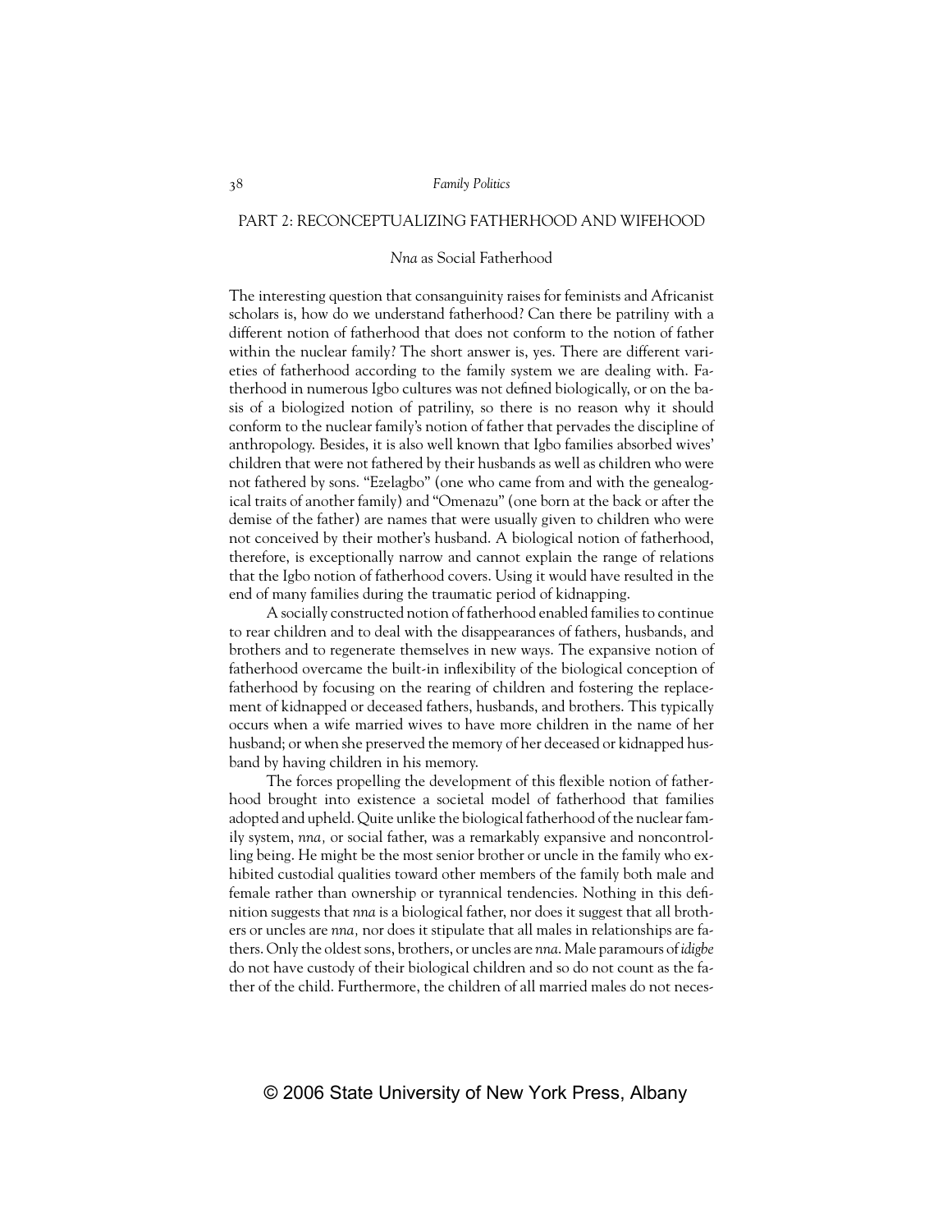## PART 2: RECONCEPTUALIZING FATHERHOOD AND WIFEHOOD

### *Nna* as Social Fatherhood

The interesting question that consanguinity raises for feminists and Africanist scholars is, how do we understand fatherhood? Can there be patriliny with a different notion of fatherhood that does not conform to the notion of father within the nuclear family? The short answer is, yes. There are different varieties of fatherhood according to the family system we are dealing with. Fatherhood in numerous Igbo cultures was not defined biologically, or on the basis of a biologized notion of patriliny, so there is no reason why it should conform to the nuclear family's notion of father that pervades the discipline of anthropology. Besides, it is also well known that Igbo families absorbed wives' children that were not fathered by their husbands as well as children who were not fathered by sons. "Ezelagbo" (one who came from and with the genealogical traits of another family) and "Omenazu" (one born at the back or after the demise of the father) are names that were usually given to children who were not conceived by their mother's husband. A biological notion of fatherhood, therefore, is exceptionally narrow and cannot explain the range of relations that the Igbo notion of fatherhood covers. Using it would have resulted in the end of many families during the traumatic period of kidnapping.

A socially constructed notion of fatherhood enabled families to continue to rear children and to deal with the disappearances of fathers, husbands, and brothers and to regenerate themselves in new ways. The expansive notion of fatherhood overcame the built-in inflexibility of the biological conception of fatherhood by focusing on the rearing of children and fostering the replacement of kidnapped or deceased fathers, husbands, and brothers. This typically occurs when a wife married wives to have more children in the name of her husband; or when she preserved the memory of her deceased or kidnapped husband by having children in his memory.

The forces propelling the development of this flexible notion of fatherhood brought into existence a societal model of fatherhood that families adopted and upheld. Quite unlike the biological fatherhood of the nuclear family system, *nna,* or social father, was a remarkably expansive and noncontrolling being. He might be the most senior brother or uncle in the family who exhibited custodial qualities toward other members of the family both male and female rather than ownership or tyrannical tendencies. Nothing in this definition suggests that *nna* is a biological father, nor does it suggest that all brothers or uncles are *nna,* nor does it stipulate that all males in relationships are fathers. Only the oldest sons, brothers, or uncles are *nna*. Male paramours of *idigbe* do not have custody of their biological children and so do not count as the father of the child. Furthermore, the children of all married males do not neces-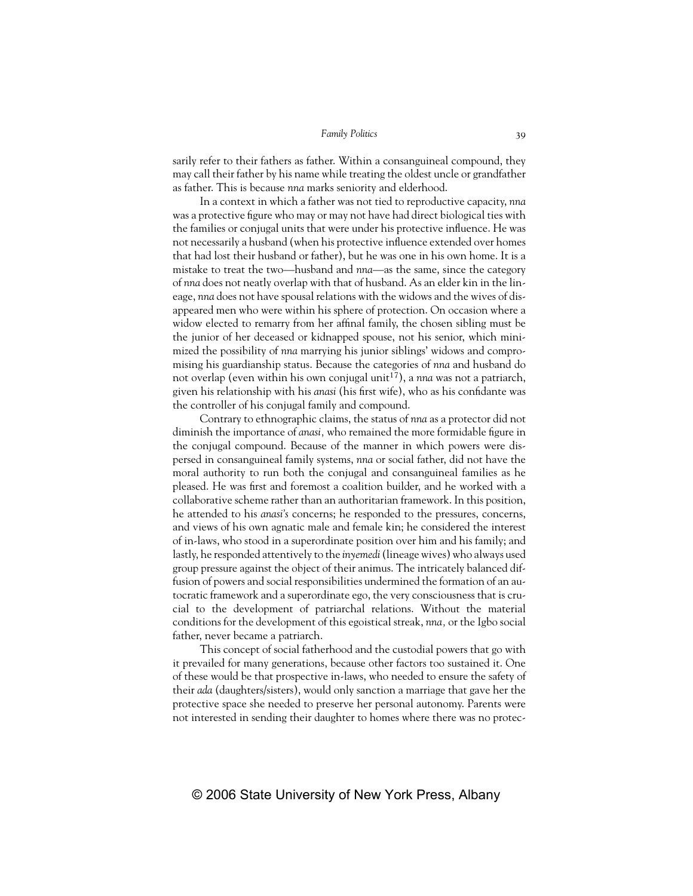sarily refer to their fathers as father. Within a consanguineal compound, they may call their father by his name while treating the oldest uncle or grandfather as father. This is because *nna* marks seniority and elderhood.

In a context in which a father was not tied to reproductive capacity, *nna* was a protective figure who may or may not have had direct biological ties with the families or conjugal units that were under his protective influence. He was not necessarily a husband (when his protective influence extended over homes that had lost their husband or father), but he was one in his own home. It is a mistake to treat the two—husband and *nna*—as the same, since the category of *nna* does not neatly overlap with that of husband. As an elder kin in the lineage, *nna* does not have spousal relations with the widows and the wives of disappeared men who were within his sphere of protection. On occasion where a widow elected to remarry from her affinal family, the chosen sibling must be the junior of her deceased or kidnapped spouse, not his senior, which minimized the possibility of *nna* marrying his junior siblings' widows and compromising his guardianship status. Because the categories of *nna* and husband do not overlap (even within his own conjugal unit[17]), a *nna* was not a patriarch, given his relationship with his *anasi* (his first wife), who as his confidante was the controller of his conjugal family and compound.

Contrary to ethnographic claims, the status of *nna* as a protector did not diminish the importance of *anasi,* who remained the more formidable figure in the conjugal compound. Because of the manner in which powers were dispersed in consanguineal family systems, *nna* or social father, did not have the moral authority to run both the conjugal and consanguineal families as he pleased. He was first and foremost a coalition builder, and he worked with a collaborative scheme rather than an authoritarian framework. In this position, he attended to his *anasi's* concerns; he responded to the pressures, concerns, and views of his own agnatic male and female kin; he considered the interest of in-laws, who stood in a superordinate position over him and his family; and lastly, he responded attentively to the *inyemedi* (lineage wives) who always used group pressure against the object of their animus. The intricately balanced diffusion of powers and social responsibilities undermined the formation of an autocratic framework and a superordinate ego, the very consciousness that is crucial to the development of patriarchal relations. Without the material conditions for the development of this egoistical streak, *nna,* or the Igbo social father, never became a patriarch.

This concept of social fatherhood and the custodial powers that go with it prevailed for many generations, because other factors too sustained it. One of these would be that prospective in-laws, who needed to ensure the safety of their *ada* (daughters/sisters), would only sanction a marriage that gave her the protective space she needed to preserve her personal autonomy. Parents were not interested in sending their daughter to homes where there was no protec-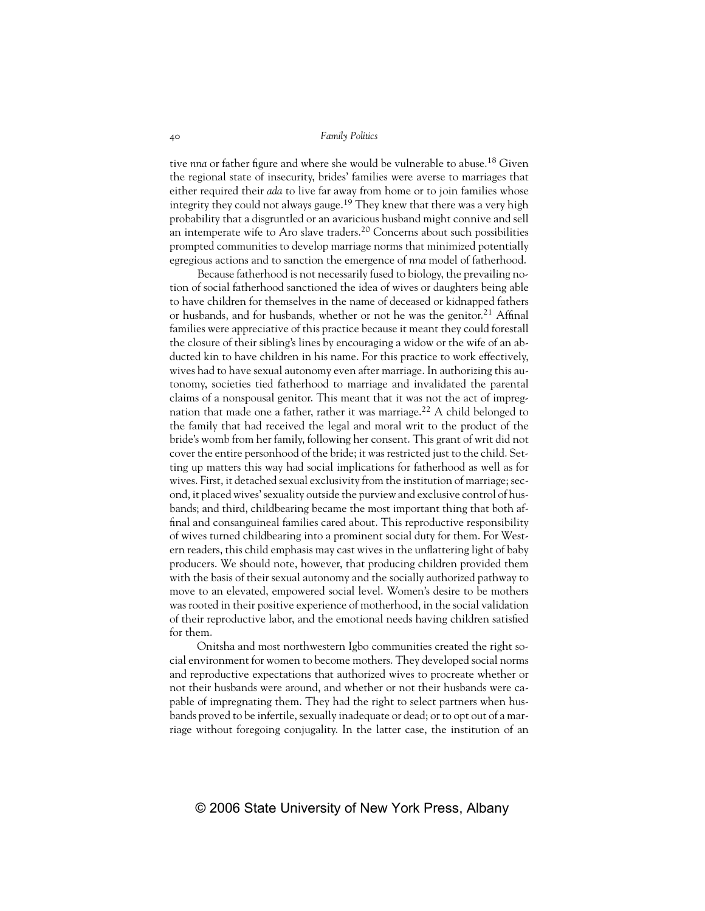tive *nna* or father figure and where she would be vulnerable to abuse.[18] Given the regional state of insecurity, brides' families were averse to marriages that either required their *ada* to live far away from home or to join families whose integrity they could not always gauge.[19] They knew that there was a very high probability that a disgruntled or an avaricious husband might connive and sell an intemperate wife to Aro slave traders.[20] Concerns about such possibilities prompted communities to develop marriage norms that minimized potentially egregious actions and to sanction the emergence of *nna* model of fatherhood.

Because fatherhood is not necessarily fused to biology, the prevailing notion of social fatherhood sanctioned the idea of wives or daughters being able to have children for themselves in the name of deceased or kidnapped fathers or husbands, and for husbands, whether or not he was the genitor.[21] Affinal families were appreciative of this practice because it meant they could forestall the closure of their sibling's lines by encouraging a widow or the wife of an abducted kin to have children in his name. For this practice to work effectively, wives had to have sexual autonomy even after marriage. In authorizing this autonomy, societies tied fatherhood to marriage and invalidated the parental claims of a nonspousal genitor. This meant that it was not the act of impregnation that made one a father, rather it was marriage.[22] A child belonged to the family that had received the legal and moral writ to the product of the bride's womb from her family, following her consent. This grant of writ did not cover the entire personhood of the bride; it was restricted just to the child. Setting up matters this way had social implications for fatherhood as well as for wives. First, it detached sexual exclusivity from the institution of marriage; second, it placed wives' sexuality outside the purview and exclusive control of husbands; and third, childbearing became the most important thing that both affinal and consanguineal families cared about. This reproductive responsibility of wives turned childbearing into a prominent social duty for them. For Western readers, this child emphasis may cast wives in the unflattering light of baby producers. We should note, however, that producing children provided them with the basis of their sexual autonomy and the socially authorized pathway to move to an elevated, empowered social level. Women's desire to be mothers was rooted in their positive experience of motherhood, in the social validation of their reproductive labor, and the emotional needs having children satisfied for them.

Onitsha and most northwestern Igbo communities created the right social environment for women to become mothers. They developed social norms and reproductive expectations that authorized wives to procreate whether or not their husbands were around, and whether or not their husbands were capable of impregnating them. They had the right to select partners when husbands proved to be infertile, sexually inadequate or dead; or to opt out of a marriage without foregoing conjugality. In the latter case, the institution of an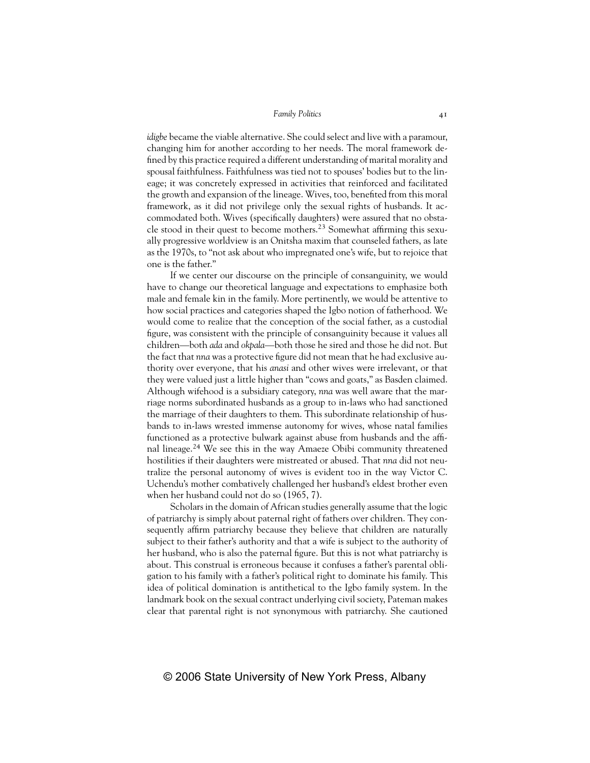*idigbe* became the viable alternative. She could select and live with a paramour, changing him for another according to her needs. The moral framework defined by this practice required a different understanding of marital morality and spousal faithfulness. Faithfulness was tied not to spouses' bodies but to the lineage; it was concretely expressed in activities that reinforced and facilitated the growth and expansion of the lineage. Wives, too, benefited from this moral framework, as it did not privilege only the sexual rights of husbands. It accommodated both. Wives (specifically daughters) were assured that no obstacle stood in their quest to become mothers.[23] Somewhat affirming this sexually progressive worldview is an Onitsha maxim that counseled fathers, as late as the 1970s, to "not ask about who impregnated one's wife, but to rejoice that one is the father."

If we center our discourse on the principle of consanguinity, we would have to change our theoretical language and expectations to emphasize both male and female kin in the family. More pertinently, we would be attentive to how social practices and categories shaped the Igbo notion of fatherhood. We would come to realize that the conception of the social father, as a custodial figure, was consistent with the principle of consanguinity because it values all children—both *ada* and *okpala*—both those he sired and those he did not. But the fact that *nna* was a protective figure did not mean that he had exclusive authority over everyone, that his *anasi* and other wives were irrelevant, or that they were valued just a little higher than "cows and goats," as Basden claimed. Although wifehood is a subsidiary category, *nna* was well aware that the marriage norms subordinated husbands as a group to in-laws who had sanctioned the marriage of their daughters to them. This subordinate relationship of husbands to in-laws wrested immense autonomy for wives, whose natal families functioned as a protective bulwark against abuse from husbands and the affinal lineage.[24] We see this in the way Amaeze Obibi community threatened hostilities if their daughters were mistreated or abused. That *nna* did not neutralize the personal autonomy of wives is evident too in the way Victor C. Uchendu's mother combatively challenged her husband's eldest brother even when her husband could not do so (1965, 7).

Scholars in the domain of African studies generally assume that the logic of patriarchy is simply about paternal right of fathers over children. They consequently affirm patriarchy because they believe that children are naturally subject to their father's authority and that a wife is subject to the authority of her husband, who is also the paternal figure. But this is not what patriarchy is about. This construal is erroneous because it confuses a father's parental obligation to his family with a father's political right to dominate his family. This idea of political domination is antithetical to the Igbo family system. In the landmark book on the sexual contract underlying civil society, Pateman makes clear that parental right is not synonymous with patriarchy. She cautioned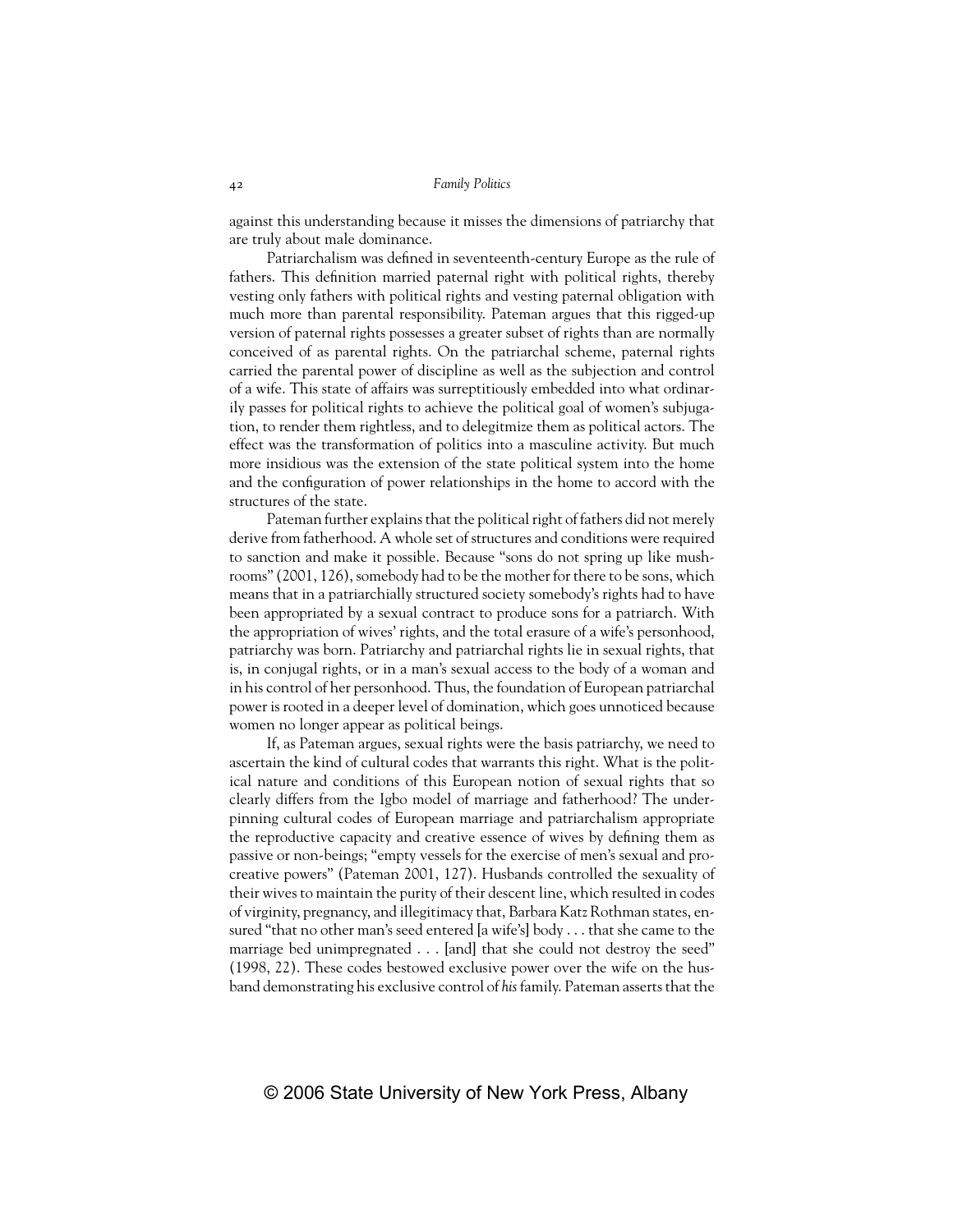against this understanding because it misses the dimensions of patriarchy that are truly about male dominance.

Patriarchalism was defined in seventeenth-century Europe as the rule of fathers. This definition married paternal right with political rights, thereby vesting only fathers with political rights and vesting paternal obligation with much more than parental responsibility. Pateman argues that this rigged-up version of paternal rights possesses a greater subset of rights than are normally conceived of as parental rights. On the patriarchal scheme, paternal rights carried the parental power of discipline as well as the subjection and control of a wife. This state of affairs was surreptitiously embedded into what ordinarily passes for political rights to achieve the political goal of women's subjugation, to render them rightless, and to delegitmize them as political actors. The effect was the transformation of politics into a masculine activity. But much more insidious was the extension of the state political system into the home and the configuration of power relationships in the home to accord with the structures of the state.

Pateman further explains that the political right of fathers did not merely derive from fatherhood. A whole set of structures and conditions were required to sanction and make it possible. Because "sons do not spring up like mushrooms" (2001, 126), somebody had to be the mother for there to be sons, which means that in a patriarchially structured society somebody's rights had to have been appropriated by a sexual contract to produce sons for a patriarch. With the appropriation of wives' rights, and the total erasure of a wife's personhood, patriarchy was born. Patriarchy and patriarchal rights lie in sexual rights, that is, in conjugal rights, or in a man's sexual access to the body of a woman and in his control of her personhood. Thus, the foundation of European patriarchal power is rooted in a deeper level of domination, which goes unnoticed because women no longer appear as political beings.

If, as Pateman argues, sexual rights were the basis patriarchy, we need to ascertain the kind of cultural codes that warrants this right. What is the political nature and conditions of this European notion of sexual rights that so clearly differs from the Igbo model of marriage and fatherhood? The underpinning cultural codes of European marriage and patriarchalism appropriate the reproductive capacity and creative essence of wives by defining them as passive or non-beings; "empty vessels for the exercise of men's sexual and procreative powers" (Pateman 2001, 127). Husbands controlled the sexuality of their wives to maintain the purity of their descent line, which resulted in codes of virginity, pregnancy, and illegitimacy that, Barbara Katz Rothman states, ensured "that no other man's seed entered [a wife's] body . . . that she came to the marriage bed unimpregnated . . . [and] that she could not destroy the seed" (1998, 22). These codes bestowed exclusive power over the wife on the husband demonstrating his exclusive control of *his* family. Pateman asserts that the